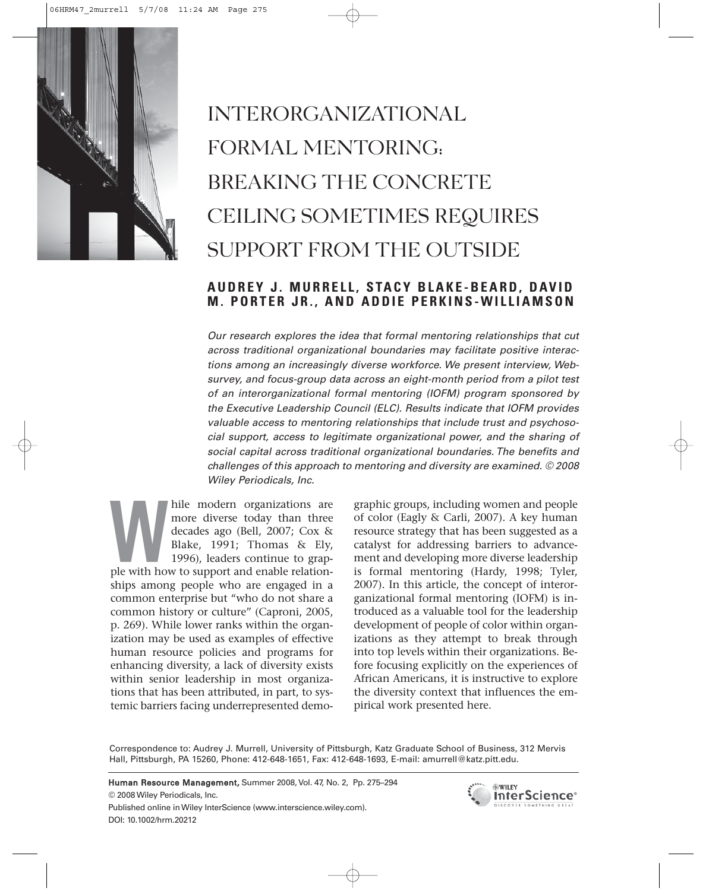# INTERORGANIZATIONAL FORMAL MENTORING: BREAKING THE CONCRETE CEILING SOMETIMES REQUIRES SUPPORT FROM THE OUTSIDE

**AUDREY J. MURRELL, STACY BLAKE-BEARD, DAVID M. PORTER JR., AND ADDIE PERKINS-WILLIAMSON**

*Our research explores the idea that formal mentoring relationships that cut across traditional organizational boundaries may facilitate positive interactions among an increasingly diverse workforce. We present interview, Web-survey, and focus-group data across an eight-month period from a pilot test of an interorganizational formal mentoring (IOFM) program sponsored by the Executive Leadership Council (ELC). Results indicate that IOFM provides valuable access to mentoring relationships that include trust and psychosocial support, access to legitimate organizational power, and the sharing of social capital across traditional organizational boundaries. The benefits and challenges of this approach to mentoring and diversity are examined. © 2008 Wiley Periodicals, Inc.*

While modern organizations are more diverse today than three decades ago (Bell, 2007; Cox & Blake, 1991; Thomas & Ely, 1996), leaders continue to grapple with how to support and enable relationships among people who are engaged in a common enterprise but "who do not share a common history or culture" (Caproni, 2005, p. 269). While lower ranks within the organization may be used as examples of effective human resource policies and programs for enhancing diversity, a lack of diversity exists within senior leadership in most organizations that has been attributed, in part, to systemic barriers facing underrepresented demographic groups, including women and people of color (Eagly & Carli, 2007). A key human resource strategy that has been suggested as a catalyst for addressing barriers to advancement and developing more diverse leadership is formal mentoring (Hardy, 1998; Tyler, 2007). In this article, the concept of interorganizational formal mentoring (IOFM) is introduced as a valuable tool for the leadership development of people of color within organizations as they attempt to break through into top levels within their organizations. Before focusing explicitly on the experiences of African Americans, it is instructive to explore the diversity context that influences the empirical work presented here.

Correspondence to: Audrey J. Murrell, University of Pittsburgh, Katz Graduate School of Business, 312 Mervis Hall, Pittsburgh, PA 15260, Phone: 412-648-1651, Fax: 412-648-1693, E-mail: amurrell@katz.pitt.edu.

**Human Resource Management,** Summer 2008, Vol. 47, No. 2, Pp. 275–294
© 2008 Wiley Periodicals, Inc.
Published online in Wiley InterScience (www.interscience.wiley.com).
DOI: 10.1002/hrm.20212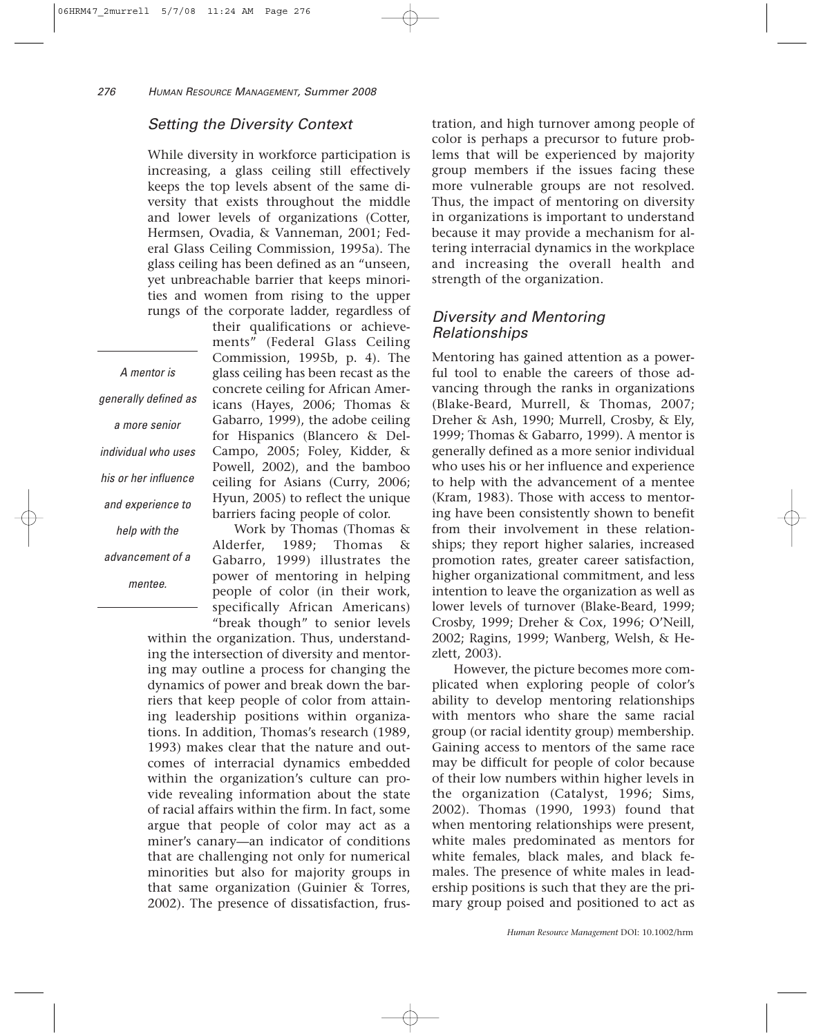## Setting the Diversity Context

While diversity in workforce participation is increasing, a glass ceiling still effectively keeps the top levels absent of the same diversity that exists throughout the middle and lower levels of organizations (Cotter, Hermsen, Ovadia, & Vanneman, 2001; Federal Glass Ceiling Commission, 1995a). The glass ceiling has been defined as an "unseen, yet unbreachable barrier that keeps minorities and women from rising to the upper rungs of the corporate ladder, regardless of their qualifications or achievements" (Federal Glass Ceiling Commission, 1995b, p. 4). The glass ceiling has been recast as the concrete ceiling for African Americans (Hayes, 2006; Thomas & Gabarro, 1999), the adobe ceiling for Hispanics (Blancero & Del-Campo, 2005; Foley, Kidder, & Powell, 2002), and the bamboo ceiling for Asians (Curry, 2006; Hyun, 2005) to reflect the unique barriers facing people of color.

*A mentor is generally defined as a more senior individual who uses his or her influence and experience to help with the advancement of a mentee.*

Work by Thomas (Thomas & Alderfer, 1989; Thomas & Gabarro, 1999) illustrates the power of mentoring in helping people of color (in their work, specifically African Americans) "break though" to senior levels within the organization. Thus, understanding the intersection of diversity and mentoring may outline a process for changing the dynamics of power and break down the barriers that keep people of color from attaining leadership positions within organizations. In addition, Thomas's research (1989, 1993) makes clear that the nature and outcomes of interracial dynamics embedded within the organization's culture can provide revealing information about the state of racial affairs within the firm. In fact, some argue that people of color may act as a miner's canary—an indicator of conditions that are challenging not only for numerical minorities but also for majority groups in that same organization (Guinier & Torres, 2002). The presence of dissatisfaction, frustration, and high turnover among people of color is perhaps a precursor to future problems that will be experienced by majority group members if the issues facing these more vulnerable groups are not resolved. Thus, the impact of mentoring on diversity in organizations is important to understand because it may provide a mechanism for altering interracial dynamics in the workplace and increasing the overall health and strength of the organization.

## Diversity and Mentoring Relationships

Mentoring has gained attention as a powerful tool to enable the careers of those advancing through the ranks in organizations (Blake-Beard, Murrell, & Thomas, 2007; Dreher & Ash, 1990; Murrell, Crosby, & Ely, 1999; Thomas & Gabarro, 1999). A mentor is generally defined as a more senior individual who uses his or her influence and experience to help with the advancement of a mentee (Kram, 1983). Those with access to mentoring have been consistently shown to benefit from their involvement in these relationships; they report higher salaries, increased promotion rates, greater career satisfaction, higher organizational commitment, and less intention to leave the organization as well as lower levels of turnover (Blake-Beard, 1999; Crosby, 1999; Dreher & Cox, 1996; O'Neill, 2002; Ragins, 1999; Wanberg, Welsh, & Hezlett, 2003).

However, the picture becomes more complicated when exploring people of color's ability to develop mentoring relationships with mentors who share the same racial group (or racial identity group) membership. Gaining access to mentors of the same race may be difficult for people of color because of their low numbers within higher levels in the organization (Catalyst, 1996; Sims, 2002). Thomas (1990, 1993) found that when mentoring relationships were present, white males predominated as mentors for white females, black males, and black females. The presence of white males in leadership positions is such that they are the primary group poised and positioned to act as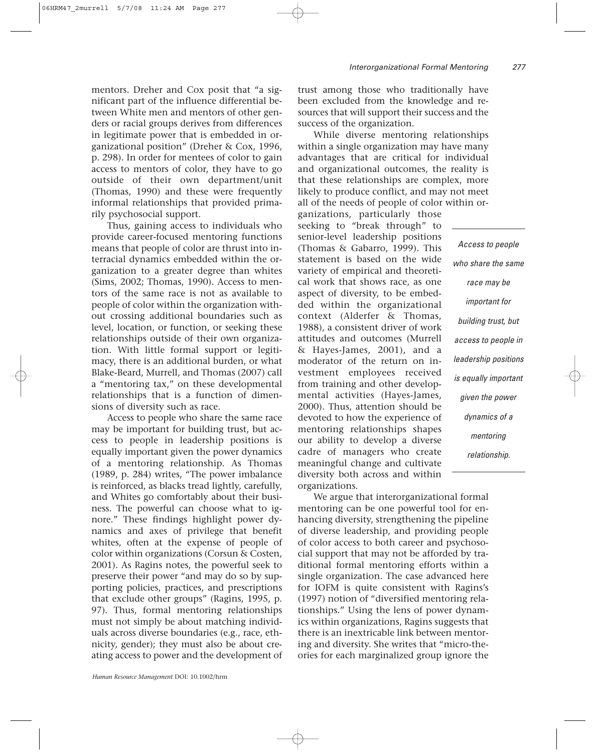mentors. Dreher and Cox posit that "a significant part of the influence differential between White men and mentors of other genders or racial groups derives from differences in legitimate power that is embedded in organizational position" (Dreher & Cox, 1996, p. 298). In order for mentees of color to gain access to mentors of color, they have to go outside of their own department/unit (Thomas, 1990) and these were frequently informal relationships that provided primarily psychosocial support.

Thus, gaining access to individuals who provide career-focused mentoring functions means that people of color are thrust into interracial dynamics embedded within the organization to a greater degree than whites (Sims, 2002; Thomas, 1990). Access to mentors of the same race is not as available to people of color within the organization without crossing additional boundaries such as level, location, or function, or seeking these relationships outside of their own organization. With little formal support or legitimacy, there is an additional burden, or what Blake-Beard, Murrell, and Thomas (2007) call a "mentoring tax," on these developmental relationships that is a function of dimensions of diversity such as race.

Access to people who share the same race may be important for building trust, but access to people in leadership positions is equally important given the power dynamics of a mentoring relationship. As Thomas (1989, p. 284) writes, "The power imbalance is reinforced, as blacks tread lightly, carefully, and Whites go comfortably about their business. The powerful can choose what to ignore." These findings highlight power dynamics and axes of privilege that benefit whites, often at the expense of people of color within organizations (Corsun & Costen, 2001). As Ragins notes, the powerful seek to preserve their power "and may do so by supporting policies, practices, and prescriptions that exclude other groups" (Ragins, 1995, p. 97). Thus, formal mentoring relationships must not simply be about matching individuals across diverse boundaries (e.g., race, ethnicity, gender); they must also be about creating access to power and the development of trust among those who traditionally have been excluded from the knowledge and resources that will support their success and the success of the organization.

While diverse mentoring relationships within a single organization may have many advantages that are critical for individual and organizational outcomes, the reality is that these relationships are complex, more likely to produce conflict, and may not meet all of the needs of people of color within organizations, particularly those seeking to "break through" to senior-level leadership positions (Thomas & Gabarro, 1999). This statement is based on the wide variety of empirical and theoretical work that shows race, as one aspect of diversity, to be embedded within the organizational context (Alderfer & Thomas, 1988), a consistent driver of work attitudes and outcomes (Murrell & Hayes-James, 2001), and a moderator of the return on investment employees received from training and other developmental activities (Hayes-James, 2000). Thus, attention should be devoted to how the experience of mentoring relationships shapes our ability to develop a diverse cadre of managers who create meaningful change and cultivate diversity both across and within organizations.

*Access to people who share the same race may be important for building trust, but access to people in leadership positions is equally important given the power dynamics of a mentoring relationship.*

We argue that interorganizational formal mentoring can be one powerful tool for enhancing diversity, strengthening the pipeline of diverse leadership, and providing people of color access to both career and psychosocial support that may not be afforded by traditional formal mentoring efforts within a single organization. The case advanced here for IOFM is quite consistent with Ragins's (1997) notion of "diversified mentoring relationships." Using the lens of power dynamics within organizations, Ragins suggests that there is an inextricable link between mentoring and diversity. She writes that "micro-theories for each marginalized group ignore the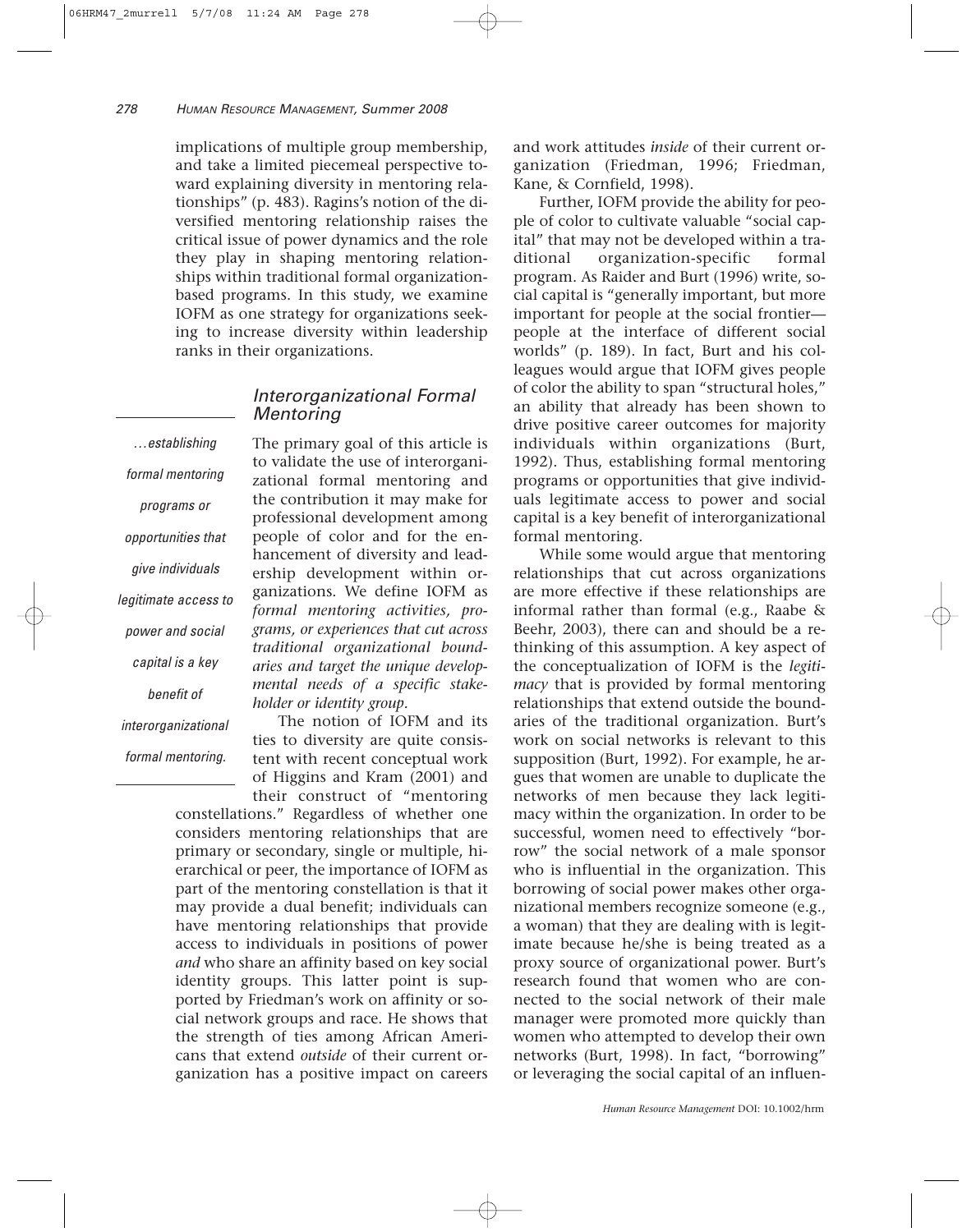implications of multiple group membership, and take a limited piecemeal perspective toward explaining diversity in mentoring relationships" (p. 483). Ragins's notion of the diversified mentoring relationship raises the critical issue of power dynamics and the role they play in shaping mentoring relationships within traditional formal organization-based programs. In this study, we examine IOFM as one strategy for organizations seeking to increase diversity within leadership ranks in their organizations.

## *Interorganizational Formal Mentoring*

> *...establishing formal mentoring programs or opportunities that give individuals legitimate access to power and social capital is a key benefit of interorganizational formal mentoring.*

The primary goal of this article is to validate the use of interorganizational formal mentoring and the contribution it may make for professional development among people of color and for the enhancement of diversity and leadership development within organizations. We define IOFM as *formal mentoring activities, programs, or experiences that cut across traditional organizational boundaries and target the unique developmental needs of a specific stakeholder or identity group.*

The notion of IOFM and its ties to diversity are quite consistent with recent conceptual work of Higgins and Kram (2001) and their construct of "mentoring constellations." Regardless of whether one considers mentoring relationships that are primary or secondary, single or multiple, hierarchical or peer, the importance of IOFM as part of the mentoring constellation is that it may provide a dual benefit; individuals can have mentoring relationships that provide access to individuals in positions of power *and* who share an affinity based on key social identity groups. This latter point is supported by Friedman's work on affinity or social network groups and race. He shows that the strength of ties among African Americans that extend *outside* of their current organization has a positive impact on careers and work attitudes *inside* of their current organization (Friedman, 1996; Friedman, Kane, & Cornfield, 1998).

Further, IOFM provide the ability for people of color to cultivate valuable "social capital" that may not be developed within a traditional organization-specific formal program. As Raider and Burt (1996) write, social capital is "generally important, but more important for people at the social frontier—people at the interface of different social worlds" (p. 189). In fact, Burt and his colleagues would argue that IOFM gives people of color the ability to span "structural holes," an ability that already has been shown to drive positive career outcomes for majority individuals within organizations (Burt, 1992). Thus, establishing formal mentoring programs or opportunities that give individuals legitimate access to power and social capital is a key benefit of interorganizational formal mentoring.

While some would argue that mentoring relationships that cut across organizations are more effective if these relationships are informal rather than formal (e.g., Raabe & Beehr, 2003), there can and should be a rethinking of this assumption. A key aspect of the conceptualization of IOFM is the *legitimacy* that is provided by formal mentoring relationships that extend outside the boundaries of the traditional organization. Burt's work on social networks is relevant to this supposition (Burt, 1992). For example, he argues that women are unable to duplicate the networks of men because they lack legitimacy within the organization. In order to be successful, women need to effectively "borrow" the social network of a male sponsor who is influential in the organization. This borrowing of social power makes other organizational members recognize someone (e.g., a woman) that they are dealing with is legitimate because he/she is being treated as a proxy source of organizational power. Burt's research found that women who are connected to the social network of their male manager were promoted more quickly than women who attempted to develop their own networks (Burt, 1998). In fact, "borrowing" or leveraging the social capital of an influen-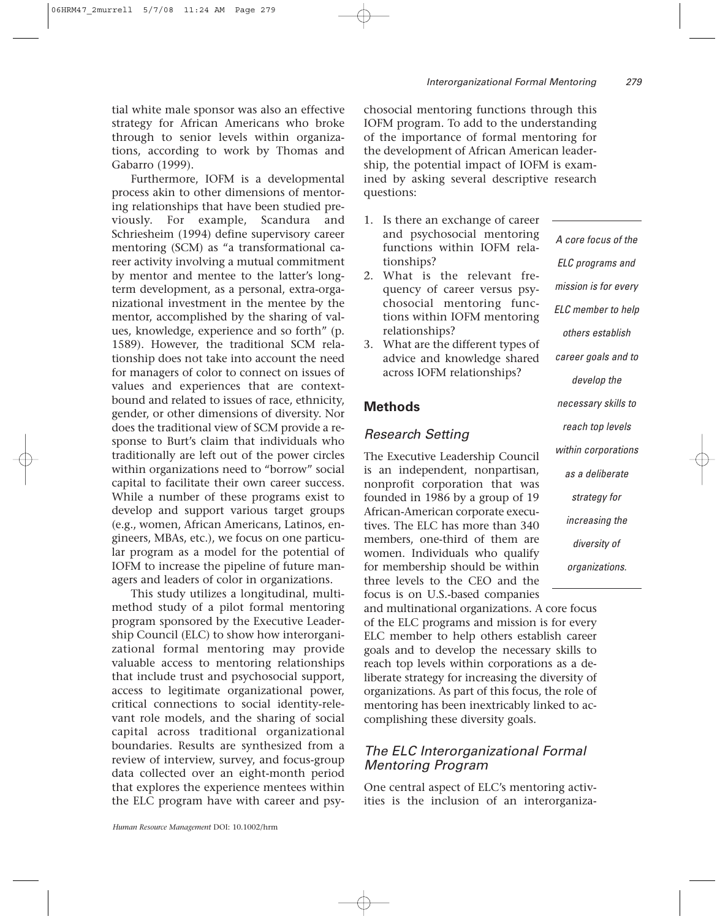tial white male sponsor was also an effective strategy for African Americans who broke through to senior levels within organizations, according to work by Thomas and Gabarro (1999).

Furthermore, IOFM is a developmental process akin to other dimensions of mentoring relationships that have been studied previously. For example, Scandura and Schriesheim (1994) define supervisory career mentoring (SCM) as "a transformational career activity involving a mutual commitment by mentor and mentee to the latter's long-term development, as a personal, extra-organizational investment in the mentee by the mentor, accomplished by the sharing of values, knowledge, experience and so forth" (p. 1589). However, the traditional SCM relationship does not take into account the need for managers of color to connect on issues of values and experiences that are context-bound and related to issues of race, ethnicity, gender, or other dimensions of diversity. Nor does the traditional view of SCM provide a response to Burt's claim that individuals who traditionally are left out of the power circles within organizations need to "borrow" social capital to facilitate their own career success. While a number of these programs exist to develop and support various target groups (e.g., women, African Americans, Latinos, engineers, MBAs, etc.), we focus on one particular program as a model for the potential of IOFM to increase the pipeline of future managers and leaders of color in organizations.

This study utilizes a longitudinal, multimethod study of a pilot formal mentoring program sponsored by the Executive Leadership Council (ELC) to show how interorganizational formal mentoring may provide valuable access to mentoring relationships that include trust and psychosocial support, access to legitimate organizational power, critical connections to social identity-relevant role models, and the sharing of social capital across traditional organizational boundaries. Results are synthesized from a review of interview, survey, and focus-group data collected over an eight-month period that explores the experience mentees within the ELC program have with career and psychosocial mentoring functions through this IOFM program. To add to the understanding of the importance of formal mentoring for the development of African American leadership, the potential impact of IOFM is examined by asking several descriptive research questions:

1. Is there an exchange of career and psychosocial mentoring functions within IOFM relationships?
2. What is the relevant frequency of career versus psychosocial mentoring functions within IOFM mentoring relationships?
3. What are the different types of advice and knowledge shared across IOFM relationships?

## Methods

### Research Setting

The Executive Leadership Council is an independent, nonpartisan, nonprofit corporation that was founded in 1986 by a group of 19 African-American corporate executives. The ELC has more than 340 members, one-third of them are women. Individuals who qualify for membership should be within three levels to the CEO and the focus is on U.S.-based companies and multinational organizations. A core focus of the ELC programs and mission is for every ELC member to help others establish career goals and to develop the necessary skills to reach top levels within corporations as a deliberate strategy for increasing the diversity of organizations. As part of this focus, the role of mentoring has been inextricably linked to accomplishing these diversity goals.

*A core focus of the ELC programs and mission is for every ELC member to help others establish career goals and to develop the necessary skills to reach top levels within corporations as a deliberate strategy for increasing the diversity of organizations.*

### The ELC Interorganizational Formal Mentoring Program

One central aspect of ELC's mentoring activities is the inclusion of an interorganiza-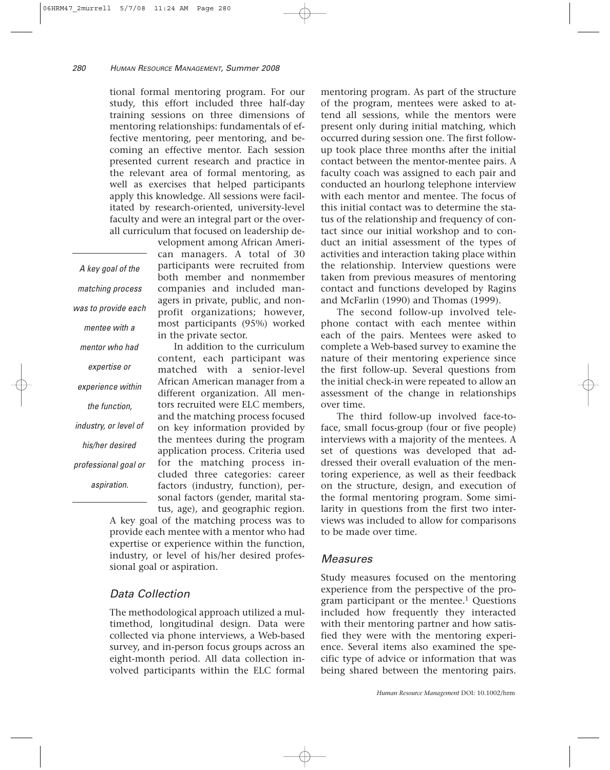tional formal mentoring program. For our study, this effort included three half-day training sessions on three dimensions of mentoring relationships: fundamentals of effective mentoring, peer mentoring, and becoming an effective mentor. Each session presented current research and practice in the relevant area of formal mentoring, as well as exercises that helped participants apply this knowledge. All sessions were facilitated by research-oriented, university-level faculty and were an integral part or the overall curriculum that focused on leadership development among African American managers. A total of 30 participants were recruited from both member and nonmember companies and included managers in private, public, and nonprofit organizations; however, most participants (95%) worked in the private sector.

*A key goal of the matching process was to provide each mentee with a mentor who had expertise or experience within the function, industry, or level of his/her desired professional goal or aspiration.*

In addition to the curriculum content, each participant was matched with a senior-level African American manager from a different organization. All mentors recruited were ELC members, and the matching process focused on key information provided by the mentees during the program application process. Criteria used for the matching process included three categories: career factors (industry, function), personal factors (gender, marital status, age), and geographic region. A key goal of the matching process was to provide each mentee with a mentor who had expertise or experience within the function, industry, or level of his/her desired professional goal or aspiration.

## Data Collection

The methodological approach utilized a multimethod, longitudinal design. Data were collected via phone interviews, a Web-based survey, and in-person focus groups across an eight-month period. All data collection involved participants within the ELC formal mentoring program. As part of the structure of the program, mentees were asked to attend all sessions, while the mentors were present only during initial matching, which occurred during session one. The first follow-up took place three months after the initial contact between the mentor-mentee pairs. A faculty coach was assigned to each pair and conducted an hourlong telephone interview with each mentor and mentee. The focus of this initial contact was to determine the status of the relationship and frequency of contact since our initial workshop and to conduct an initial assessment of the types of activities and interaction taking place within the relationship. Interview questions were taken from previous measures of mentoring contact and functions developed by Ragins and McFarlin (1990) and Thomas (1999).

The second follow-up involved telephone contact with each mentee within each of the pairs. Mentees were asked to complete a Web-based survey to examine the nature of their mentoring experience since the first follow-up. Several questions from the initial check-in were repeated to allow an assessment of the change in relationships over time.

The third follow-up involved face-to-face, small focus-group (four or five people) interviews with a majority of the mentees. A set of questions was developed that addressed their overall evaluation of the mentoring experience, as well as their feedback on the structure, design, and execution of the formal mentoring program. Some similarity in questions from the first two interviews was included to allow for comparisons to be made over time.

## Measures

Study measures focused on the mentoring experience from the perspective of the program participant or the mentee.[1] Questions included how frequently they interacted with their mentoring partner and how satisfied they were with the mentoring experience. Several items also examined the specific type of advice or information that was being shared between the mentoring pairs.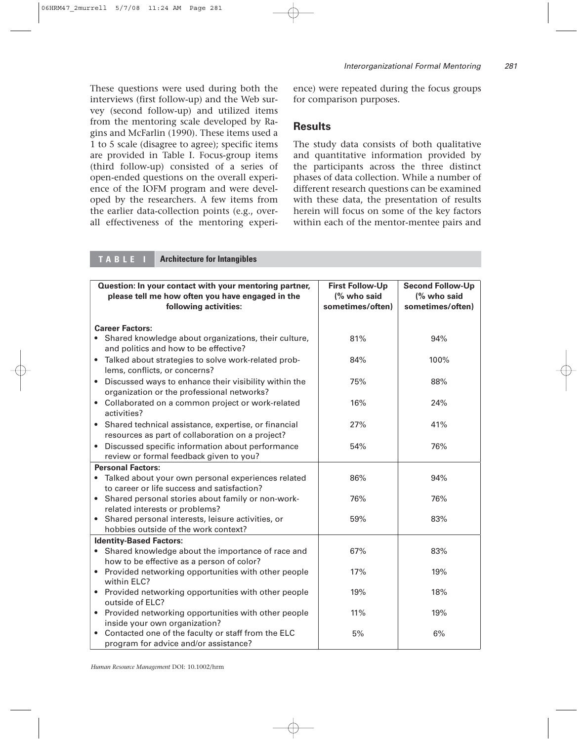These questions were used during both the interviews (first follow-up) and the Web survey (second follow-up) and utilized items from the mentoring scale developed by Ragins and McFarlin (1990). These items used a 1 to 5 scale (disagree to agree); specific items are provided in Table I. Focus-group items (third follow-up) consisted of a series of open-ended questions on the overall experience of the IOFM program and were developed by the researchers. A few items from the earlier data-collection points (e.g., overall effectiveness of the mentoring experience) were repeated during the focus groups for comparison purposes.

## Results

The study data consists of both qualitative and quantitative information provided by the participants across the three distinct phases of data collection. While a number of different research questions can be examined with these data, the presentation of results herein will focus on some of the key factors within each of the mentor-mentee pairs and

**TABLE I Architecture for Intangibles**

| Question: In your contact with your mentoring partner, please tell me how often you have engaged in the following activities: | First Follow-Up (% who said sometimes/often) | Second Follow-Up (% who said sometimes/often) |
|---|---|---|
| **Career Factors:** | | |
| • Shared knowledge about organizations, their culture, and politics and how to be effective? | 81% | 94% |
| • Talked about strategies to solve work-related problems, conflicts, or concerns? | 84% | 100% |
| • Discussed ways to enhance their visibility within the organization or the professional networks? | 75% | 88% |
| • Collaborated on a common project or work-related activities? | 16% | 24% |
| • Shared technical assistance, expertise, or financial resources as part of collaboration on a project? | 27% | 41% |
| • Discussed specific information about performance review or formal feedback given to you? | 54% | 76% |
| **Personal Factors:** | | |
| • Talked about your own personal experiences related to career or life success and satisfaction? | 86% | 94% |
| • Shared personal stories about family or non-work-related interests or problems? | 76% | 76% |
| • Shared personal interests, leisure activities, or hobbies outside of the work context? | 59% | 83% |
| **Identity-Based Factors:** | | |
| • Shared knowledge about the importance of race and how to be effective as a person of color? | 67% | 83% |
| • Provided networking opportunities with other people within ELC? | 17% | 19% |
| • Provided networking opportunities with other people outside of ELC? | 19% | 18% |
| • Provided networking opportunities with other people inside your own organization? | 11% | 19% |
| • Contacted one of the faculty or staff from the ELC program for advice and/or assistance? | 5% | 6% |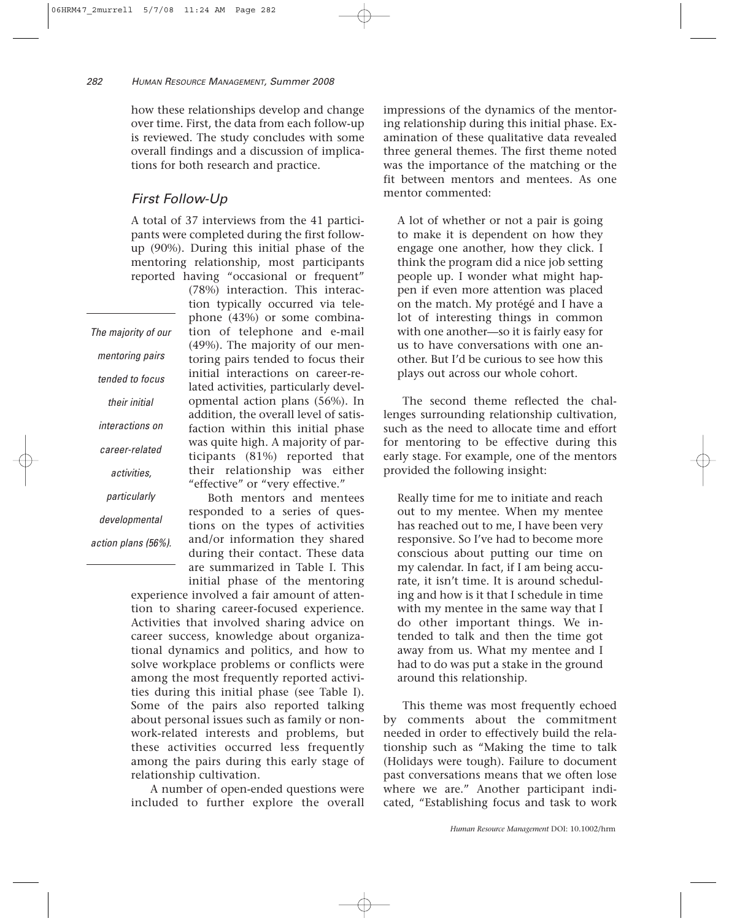how these relationships develop and change over time. First, the data from each follow-up is reviewed. The study concludes with some overall findings and a discussion of implications for both research and practice.

## First Follow-Up

A total of 37 interviews from the 41 participants were completed during the first follow-up (90%). During this initial phase of the mentoring relationship, most participants reported having "occasional or frequent" (78%) interaction. This interaction typically occurred via telephone (43%) or some combination of telephone and e-mail (49%). The majority of our mentoring pairs tended to focus their initial interactions on career-related activities, particularly developmental action plans (56%). In addition, the overall level of satisfaction within this initial phase was quite high. A majority of participants (81%) reported that their relationship was either "effective" or "very effective."

*The majority of our mentoring pairs tended to focus their initial interactions on career-related activities, particularly developmental action plans (56%).*

Both mentors and mentees responded to a series of questions on the types of activities and/or information they shared during their contact. These data are summarized in Table I. This initial phase of the mentoring experience involved a fair amount of attention to sharing career-focused experience. Activities that involved sharing advice on career success, knowledge about organizational dynamics and politics, and how to solve workplace problems or conflicts were among the most frequently reported activities during this initial phase (see Table I). Some of the pairs also reported talking about personal issues such as family or nonwork-related interests and problems, but these activities occurred less frequently among the pairs during this early stage of relationship cultivation.

A number of open-ended questions were included to further explore the overall impressions of the dynamics of the mentoring relationship during this initial phase. Examination of these qualitative data revealed three general themes. The first theme noted was the importance of the matching or the fit between mentors and mentees. As one mentor commented:

> A lot of whether or not a pair is going to make it is dependent on how they engage one another, how they click. I think the program did a nice job setting people up. I wonder what might happen if even more attention was placed on the match. My protégé and I have a lot of interesting things in common with one another—so it is fairly easy for us to have conversations with one another. But I'd be curious to see how this plays out across our whole cohort.

The second theme reflected the challenges surrounding relationship cultivation, such as the need to allocate time and effort for mentoring to be effective during this early stage. For example, one of the mentors provided the following insight:

> Really time for me to initiate and reach out to my mentee. When my mentee has reached out to me, I have been very responsive. So I've had to become more conscious about putting our time on my calendar. In fact, if I am being accurate, it isn't time. It is around scheduling and how is it that I schedule in time with my mentee in the same way that I do other important things. We intended to talk and then the time got away from us. What my mentee and I had to do was put a stake in the ground around this relationship.

This theme was most frequently echoed by comments about the commitment needed in order to effectively build the relationship such as "Making the time to talk (Holidays were tough). Failure to document past conversations means that we often lose where we are." Another participant indicated, "Establishing focus and task to work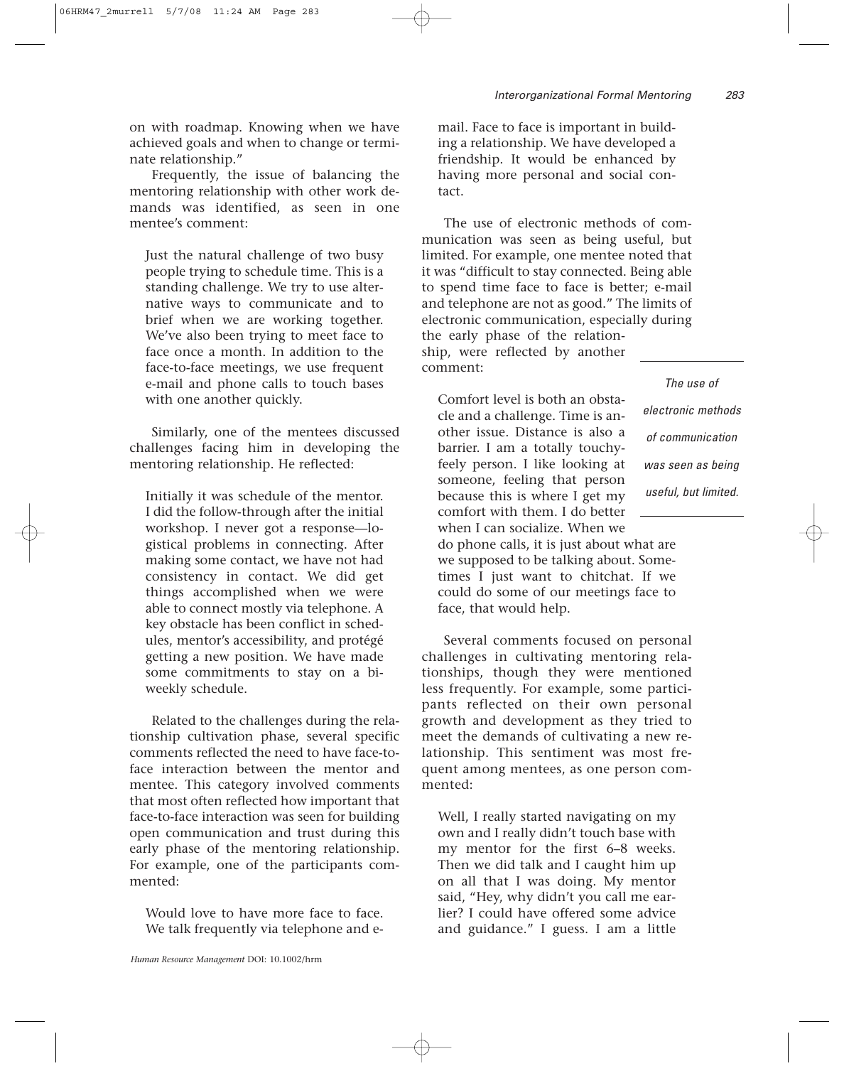on with roadmap. Knowing when we have achieved goals and when to change or terminate relationship."

Frequently, the issue of balancing the mentoring relationship with other work demands was identified, as seen in one mentee's comment:

> Just the natural challenge of two busy people trying to schedule time. This is a standing challenge. We try to use alternative ways to communicate and to brief when we are working together. We've also been trying to meet face to face once a month. In addition to the face-to-face meetings, we use frequent e-mail and phone calls to touch bases with one another quickly.

Similarly, one of the mentees discussed challenges facing him in developing the mentoring relationship. He reflected:

> Initially it was schedule of the mentor. I did the follow-through after the initial workshop. I never got a response—logistical problems in connecting. After making some contact, we have not had consistency in contact. We did get things accomplished when we were able to connect mostly via telephone. A key obstacle has been conflict in schedules, mentor's accessibility, and protégé getting a new position. We have made some commitments to stay on a biweekly schedule.

Related to the challenges during the relationship cultivation phase, several specific comments reflected the need to have face-to-face interaction between the mentor and mentee. This category involved comments that most often reflected how important that face-to-face interaction was seen for building open communication and trust during this early phase of the mentoring relationship. For example, one of the participants commented:

> Would love to have more face to face. We talk frequently via telephone and e-mail. Face to face is important in building a relationship. We have developed a friendship. It would be enhanced by having more personal and social contact.

The use of electronic methods of communication was seen as being useful, but limited. For example, one mentee noted that it was "difficult to stay connected. Being able to spend time face to face is better; e-mail and telephone are not as good." The limits of electronic communication, especially during the early phase of the relationship, were reflected by another comment:

*The use of electronic methods of communication was seen as being useful, but limited.*

> Comfort level is both an obstacle and a challenge. Time is another issue. Distance is also a barrier. I am a totally touchy-feely person. I like looking at someone, feeling that person because this is where I get my comfort with them. I do better when I can socialize. When we do phone calls, it is just about what are we supposed to be talking about. Sometimes I just want to chitchat. If we could do some of our meetings face to face, that would help.

Several comments focused on personal challenges in cultivating mentoring relationships, though they were mentioned less frequently. For example, some participants reflected on their own personal growth and development as they tried to meet the demands of cultivating a new relationship. This sentiment was most frequent among mentees, as one person commented:

> Well, I really started navigating on my own and I really didn't touch base with my mentor for the first 6–8 weeks. Then we did talk and I caught him up on all that I was doing. My mentor said, "Hey, why didn't you call me earlier? I could have offered some advice and guidance." I guess. I am a little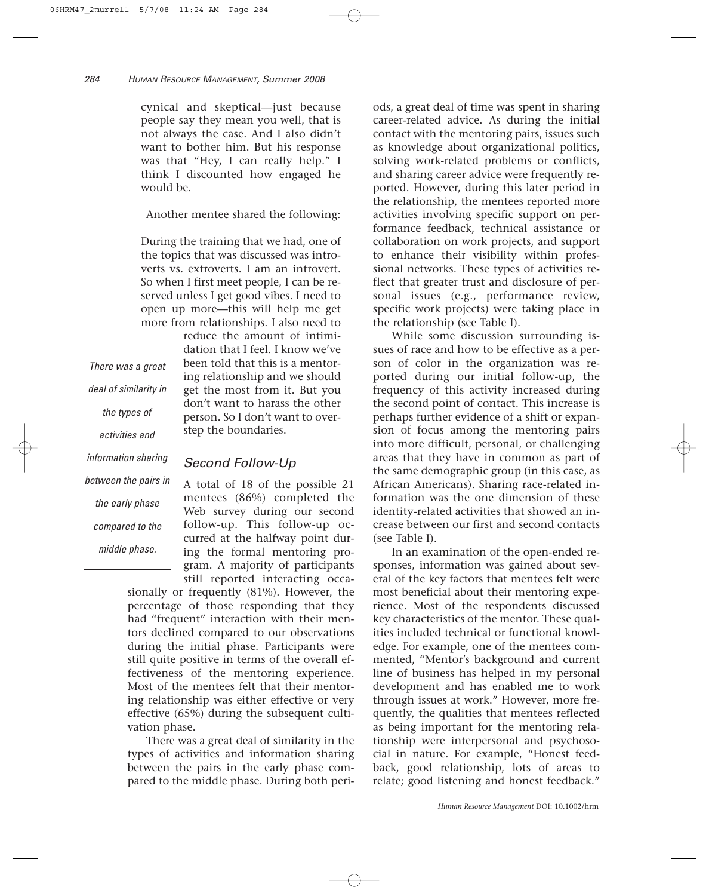cynical and skeptical—just because people say they mean you well, that is not always the case. And I also didn't want to bother him. But his response was that "Hey, I can really help." I think I discounted how engaged he would be.

Another mentee shared the following:

> During the training that we had, one of the topics that was discussed was introverts vs. extroverts. I am an introvert. So when I first meet people, I can be reserved unless I get good vibes. I need to open up more—this will help me get more from relationships. I also need to reduce the amount of intimidation that I feel. I know we've been told that this is a mentoring relationship and we should get the most from it. But you don't want to harass the other person. So I don't want to overstep the boundaries.

### *Second Follow-Up*

A total of 18 of the possible 21 mentees (86%) completed the Web survey during our second follow-up. This follow-up occurred at the halfway point during the formal mentoring program. A majority of participants still reported interacting occasionally or frequently (81%). However, the percentage of those responding that they had "frequent" interaction with their mentors declined compared to our observations during the initial phase. Participants were still quite positive in terms of the overall effectiveness of the mentoring experience. Most of the mentees felt that their mentoring relationship was either effective or very effective (65%) during the subsequent cultivation phase.

There was a great deal of similarity in the types of activities and information sharing between the pairs in the early phase compared to the middle phase. During both periods, a great deal of time was spent in sharing career-related advice. As during the initial contact with the mentoring pairs, issues such as knowledge about organizational politics, solving work-related problems or conflicts, and sharing career advice were frequently reported. However, during this later period in the relationship, the mentees reported more activities involving specific support on performance feedback, technical assistance or collaboration on work projects, and support to enhance their visibility within professional networks. These types of activities reflect that greater trust and disclosure of personal issues (e.g., performance review, specific work projects) were taking place in the relationship (see Table I).

While some discussion surrounding issues of race and how to be effective as a person of color in the organization was reported during our initial follow-up, the frequency of this activity increased during the second point of contact. This increase is perhaps further evidence of a shift or expansion of focus among the mentoring pairs into more difficult, personal, or challenging areas that they have in common as part of the same demographic group (in this case, as African Americans). Sharing race-related information was the one dimension of these identity-related activities that showed an increase between our first and second contacts (see Table I).

In an examination of the open-ended responses, information was gained about several of the key factors that mentees felt were most beneficial about their mentoring experience. Most of the respondents discussed key characteristics of the mentor. These qualities included technical or functional knowledge. For example, one of the mentees commented, "Mentor's background and current line of business has helped in my personal development and has enabled me to work through issues at work." However, more frequently, the qualities that mentees reflected as being important for the mentoring relationship were interpersonal and psychosocial in nature. For example, "Honest feedback, good relationship, lots of areas to relate; good listening and honest feedback."

*There was a great deal of similarity in the types of activities and information sharing between the pairs in the early phase compared to the middle phase.*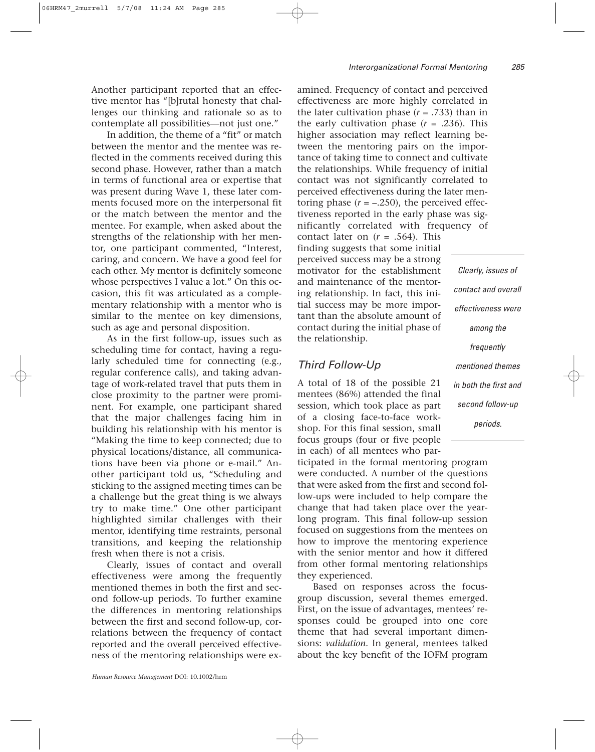Another participant reported that an effective mentor has "[b]rutal honesty that challenges our thinking and rationale so as to contemplate all possibilities—not just one."

In addition, the theme of a "fit" or match between the mentor and the mentee was reflected in the comments received during this second phase. However, rather than a match in terms of functional area or expertise that was present during Wave 1, these later comments focused more on the interpersonal fit or the match between the mentor and the mentee. For example, when asked about the strengths of the relationship with her mentor, one participant commented, "Interest, caring, and concern. We have a good feel for each other. My mentor is definitely someone whose perspectives I value a lot." On this occasion, this fit was articulated as a complementary relationship with a mentor who is similar to the mentee on key dimensions, such as age and personal disposition.

As in the first follow-up, issues such as scheduling time for contact, having a regularly scheduled time for connecting (e.g., regular conference calls), and taking advantage of work-related travel that puts them in close proximity to the partner were prominent. For example, one participant shared that the major challenges facing him in building his relationship with his mentor is "Making the time to keep connected; due to physical locations/distance, all communications have been via phone or e-mail." Another participant told us, "Scheduling and sticking to the assigned meeting times can be a challenge but the great thing is we always try to make time." One other participant highlighted similar challenges with their mentor, identifying time restraints, personal transitions, and keeping the relationship fresh when there is not a crisis.

Clearly, issues of contact and overall effectiveness were among the frequently mentioned themes in both the first and second follow-up periods. To further examine the differences in mentoring relationships between the first and second follow-up, correlations between the frequency of contact reported and the overall perceived effectiveness of the mentoring relationships were examined. Frequency of contact and perceived effectiveness are more highly correlated in the later cultivation phase ($r = .733$) than in the early cultivation phase ($r = .236$). This higher association may reflect learning between the mentoring pairs on the importance of taking time to connect and cultivate the relationships. While frequency of initial contact was not significantly correlated to perceived effectiveness during the later mentoring phase ($r = -.250$), the perceived effectiveness reported in the early phase was significantly correlated with frequency of contact later on ($r = .564$). This finding suggests that some initial perceived success may be a strong motivator for the establishment and maintenance of the mentoring relationship. In fact, this initial success may be more important than the absolute amount of contact during the initial phase of the relationship.

*Clearly, issues of contact and overall effectiveness were among the frequently mentioned themes in both the first and second follow-up periods.*

## Third Follow-Up

A total of 18 of the possible 21 mentees (86%) attended the final session, which took place as part of a closing face-to-face workshop. For this final session, small focus groups (four or five people in each) of all mentees who participated in the formal mentoring program were conducted. A number of the questions that were asked from the first and second follow-ups were included to help compare the change that had taken place over the yearlong program. This final follow-up session focused on suggestions from the mentees on how to improve the mentoring experience with the senior mentor and how it differed from other formal mentoring relationships they experienced.

Based on responses across the focus-group discussion, several themes emerged. First, on the issue of advantages, mentees' responses could be grouped into one core theme that had several important dimensions: *validation*. In general, mentees talked about the key benefit of the IOFM program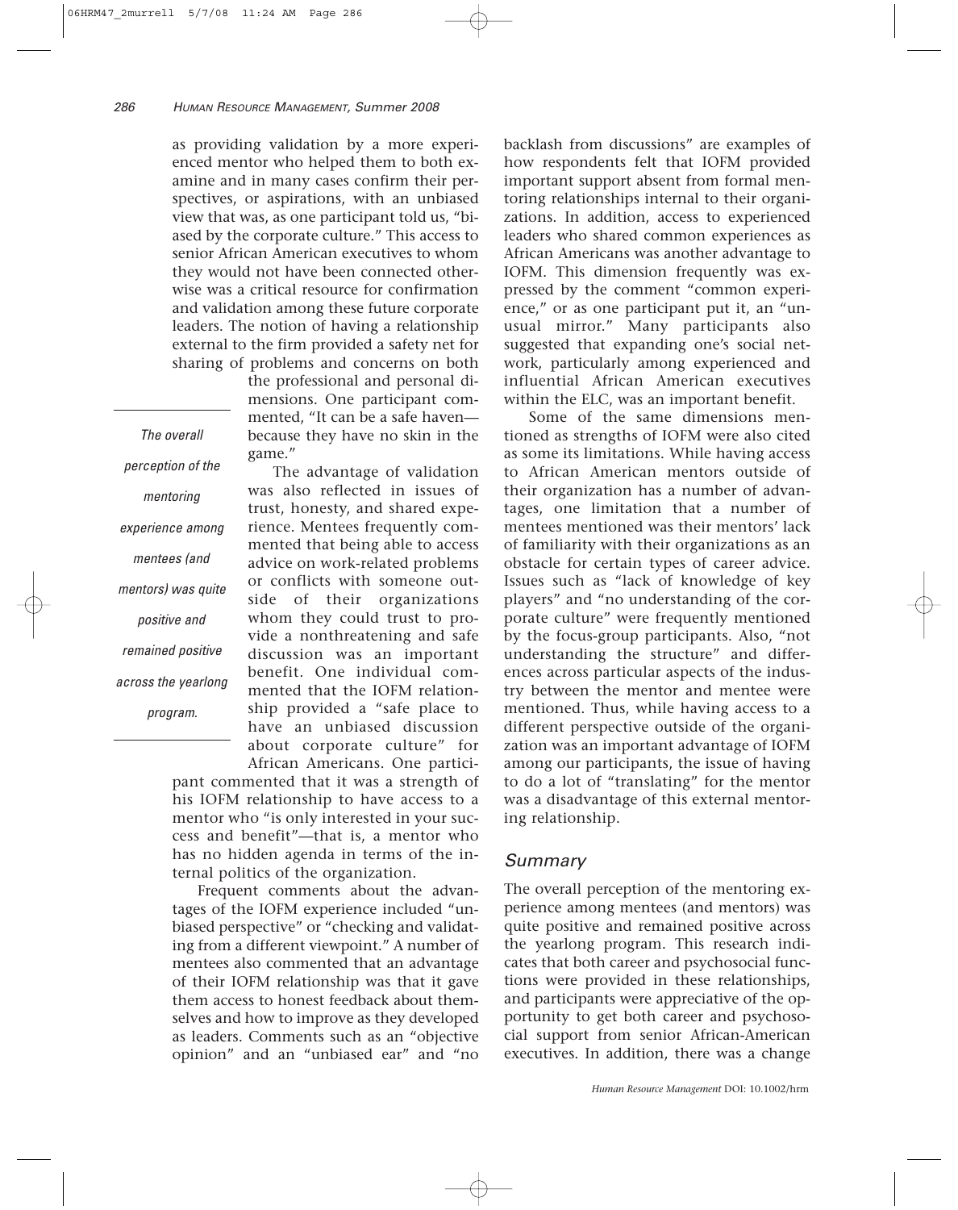as providing validation by a more experienced mentor who helped them to both examine and in many cases confirm their perspectives, or aspirations, with an unbiased view that was, as one participant told us, "biased by the corporate culture." This access to senior African American executives to whom they would not have been connected otherwise was a critical resource for confirmation and validation among these future corporate leaders. The notion of having a relationship external to the firm provided a safety net for sharing of problems and concerns on both the professional and personal dimensions. One participant commented, "It can be a safe haven—because they have no skin in the game."

The advantage of validation was also reflected in issues of trust, honesty, and shared experience. Mentees frequently commented that being able to access advice on work-related problems or conflicts with someone outside of their organizations whom they could trust to provide a nonthreatening and safe discussion was an important benefit. One individual commented that the IOFM relationship provided a "safe place to have an unbiased discussion about corporate culture" for African Americans. One participant commented that it was a strength of his IOFM relationship to have access to a mentor who "is only interested in your success and benefit"—that is, a mentor who has no hidden agenda in terms of the internal politics of the organization.

Frequent comments about the advantages of the IOFM experience included "unbiased perspective" or "checking and validating from a different viewpoint." A number of mentees also commented that an advantage of their IOFM relationship was that it gave them access to honest feedback about themselves and how to improve as they developed as leaders. Comments such as an "objective opinion" and an "unbiased ear" and "no backlash from discussions" are examples of how respondents felt that IOFM provided important support absent from formal mentoring relationships internal to their organizations. In addition, access to experienced leaders who shared common experiences as African Americans was another advantage to IOFM. This dimension frequently was expressed by the comment "common experience," or as one participant put it, an "unusual mirror." Many participants also suggested that expanding one's social network, particularly among experienced and influential African American executives within the ELC, was an important benefit.

Some of the same dimensions mentioned as strengths of IOFM were also cited as some its limitations. While having access to African American mentors outside of their organization has a number of advantages, one limitation that a number of mentees mentioned was their mentors' lack of familiarity with their organizations as an obstacle for certain types of career advice. Issues such as "lack of knowledge of key players" and "no understanding of the corporate culture" were frequently mentioned by the focus-group participants. Also, "not understanding the structure" and differences across particular aspects of the industry between the mentor and mentee were mentioned. Thus, while having access to a different perspective outside of the organization was an important advantage of IOFM among our participants, the issue of having to do a lot of "translating" for the mentor was a disadvantage of this external mentoring relationship.

## Summary

The overall perception of the mentoring experience among mentees (and mentors) was quite positive and remained positive across the yearlong program. This research indicates that both career and psychosocial functions were provided in these relationships, and participants were appreciative of the opportunity to get both career and psychosocial support from senior African-American executives. In addition, there was a change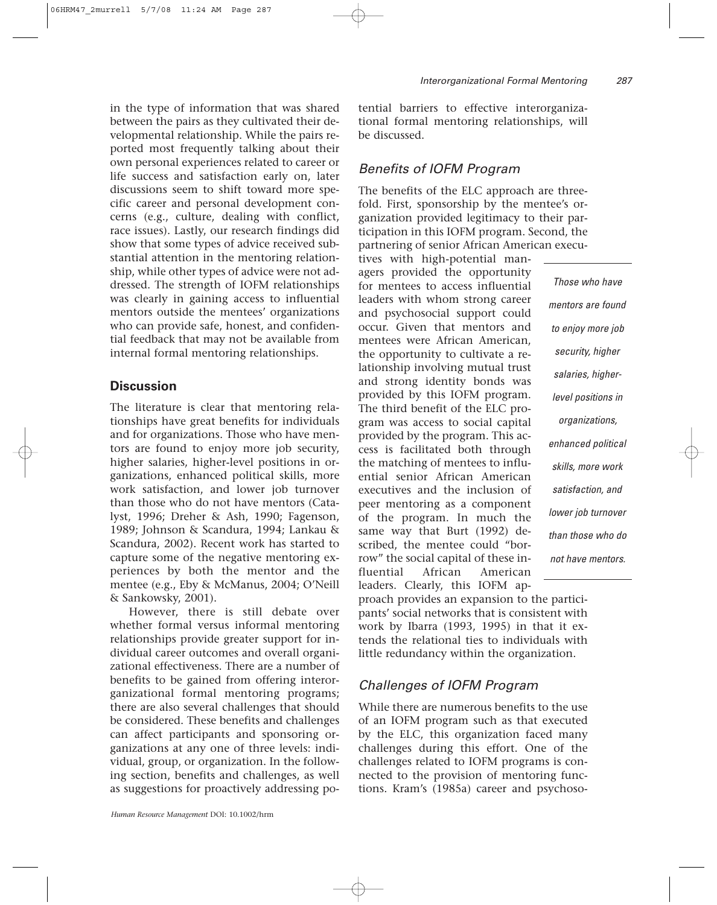in the type of information that was shared between the pairs as they cultivated their developmental relationship. While the pairs reported most frequently talking about their own personal experiences related to career or life success and satisfaction early on, later discussions seem to shift toward more specific career and personal development concerns (e.g., culture, dealing with conflict, race issues). Lastly, our research findings did show that some types of advice received substantial attention in the mentoring relationship, while other types of advice were not addressed. The strength of IOFM relationships was clearly in gaining access to influential mentors outside the mentees' organizations who can provide safe, honest, and confidential feedback that may not be available from internal formal mentoring relationships.

## Discussion

The literature is clear that mentoring relationships have great benefits for individuals and for organizations. Those who have mentors are found to enjoy more job security, higher salaries, higher-level positions in organizations, enhanced political skills, more work satisfaction, and lower job turnover than those who do not have mentors (Catalyst, 1996; Dreher & Ash, 1990; Fagenson, 1989; Johnson & Scandura, 1994; Lankau & Scandura, 2002). Recent work has started to capture some of the negative mentoring experiences by both the mentor and the mentee (e.g., Eby & McManus, 2004; O'Neill & Sankowsky, 2001).

However, there is still debate over whether formal versus informal mentoring relationships provide greater support for individual career outcomes and overall organizational effectiveness. There are a number of benefits to be gained from offering interorganizational formal mentoring programs; there are also several challenges that should be considered. These benefits and challenges can affect participants and sponsoring organizations at any one of three levels: individual, group, or organization. In the following section, benefits and challenges, as well as suggestions for proactively addressing potential barriers to effective interorganizational formal mentoring relationships, will be discussed.

### *Benefits of IOFM Program*

The benefits of the ELC approach are threefold. First, sponsorship by the mentee's organization provided legitimacy to their participation in this IOFM program. Second, the partnering of senior African American executives with high-potential managers provided the opportunity for mentees to access influential leaders with whom strong career and psychosocial support could occur. Given that mentors and mentees were African American, the opportunity to cultivate a relationship involving mutual trust and strong identity bonds was provided by this IOFM program. The third benefit of the ELC program was access to social capital provided by the program. This access is facilitated both through the matching of mentees to influential senior African American executives and the inclusion of peer mentoring as a component of the program. In much the same way that Burt (1992) described, the mentee could "borrow" the social capital of these influential African American leaders. Clearly, this IOFM approach provides an expansion to the participants' social networks that is consistent with work by Ibarra (1993, 1995) in that it extends the relational ties to individuals with little redundancy within the organization.

*Those who have mentors are found to enjoy more job security, higher salaries, higher-level positions in organizations, enhanced political skills, more work satisfaction, and lower job turnover than those who do not have mentors.*

### *Challenges of IOFM Program*

While there are numerous benefits to the use of an IOFM program such as that executed by the ELC, this organization faced many challenges during this effort. One of the challenges related to IOFM programs is connected to the provision of mentoring functions. Kram's (1985a) career and psychoso-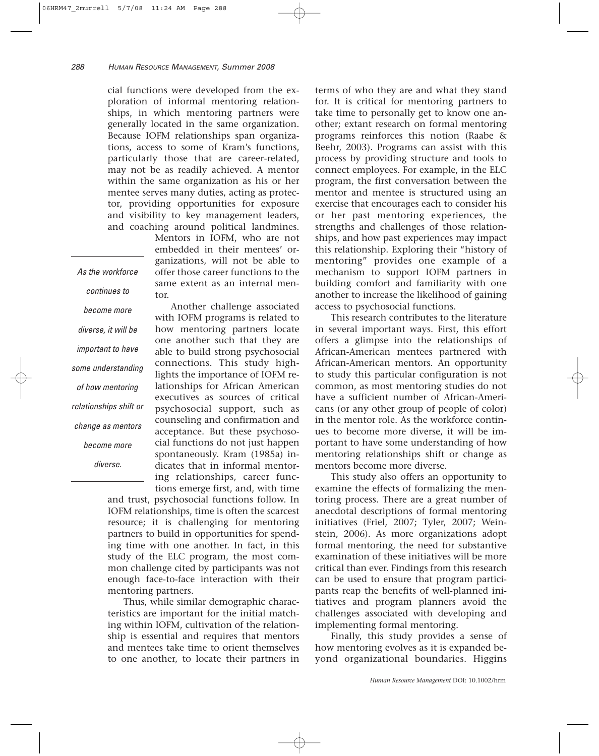cial functions were developed from the exploration of informal mentoring relationships, in which mentoring partners were generally located in the same organization. Because IOFM relationships span organizations, access to some of Kram's functions, particularly those that are career-related, may not be as readily achieved. A mentor within the same organization as his or her mentee serves many duties, acting as protector, providing opportunities for exposure and visibility to key management leaders, and coaching around political landmines. Mentors in IOFM, who are not embedded in their mentees' organizations, will not be able to offer those career functions to the same extent as an internal mentor.

*As the workforce continues to become more diverse, it will be important to have some understanding of how mentoring relationships shift or change as mentors become more diverse.*

Another challenge associated with IOFM programs is related to how mentoring partners locate one another such that they are able to build strong psychosocial connections. This study highlights the importance of IOFM relationships for African American executives as sources of critical psychosocial support, such as counseling and confirmation and acceptance. But these psychosocial functions do not just happen spontaneously. Kram (1985a) indicates that in informal mentoring relationships, career functions emerge first, and, with time and trust, psychosocial functions follow. In IOFM relationships, time is often the scarcest resource; it is challenging for mentoring partners to build in opportunities for spending time with one another. In fact, in this study of the ELC program, the most common challenge cited by participants was not enough face-to-face interaction with their mentoring partners.

Thus, while similar demographic characteristics are important for the initial matching within IOFM, cultivation of the relationship is essential and requires that mentors and mentees take time to orient themselves to one another, to locate their partners in terms of who they are and what they stand for. It is critical for mentoring partners to take time to personally get to know one another; extant research on formal mentoring programs reinforces this notion (Raabe & Beehr, 2003). Programs can assist with this process by providing structure and tools to connect employees. For example, in the ELC program, the first conversation between the mentor and mentee is structured using an exercise that encourages each to consider his or her past mentoring experiences, the strengths and challenges of those relationships, and how past experiences may impact this relationship. Exploring their "history of mentoring" provides one example of a mechanism to support IOFM partners in building comfort and familiarity with one another to increase the likelihood of gaining access to psychosocial functions.

This research contributes to the literature in several important ways. First, this effort offers a glimpse into the relationships of African-American mentees partnered with African-American mentors. An opportunity to study this particular configuration is not common, as most mentoring studies do not have a sufficient number of African-Americans (or any other group of people of color) in the mentor role. As the workforce continues to become more diverse, it will be important to have some understanding of how mentoring relationships shift or change as mentors become more diverse.

This study also offers an opportunity to examine the effects of formalizing the mentoring process. There are a great number of anecdotal descriptions of formal mentoring initiatives (Friel, 2007; Tyler, 2007; Weinstein, 2006). As more organizations adopt formal mentoring, the need for substantive examination of these initiatives will be more critical than ever. Findings from this research can be used to ensure that program participants reap the benefits of well-planned initiatives and program planners avoid the challenges associated with developing and implementing formal mentoring.

Finally, this study provides a sense of how mentoring evolves as it is expanded beyond organizational boundaries. Higgins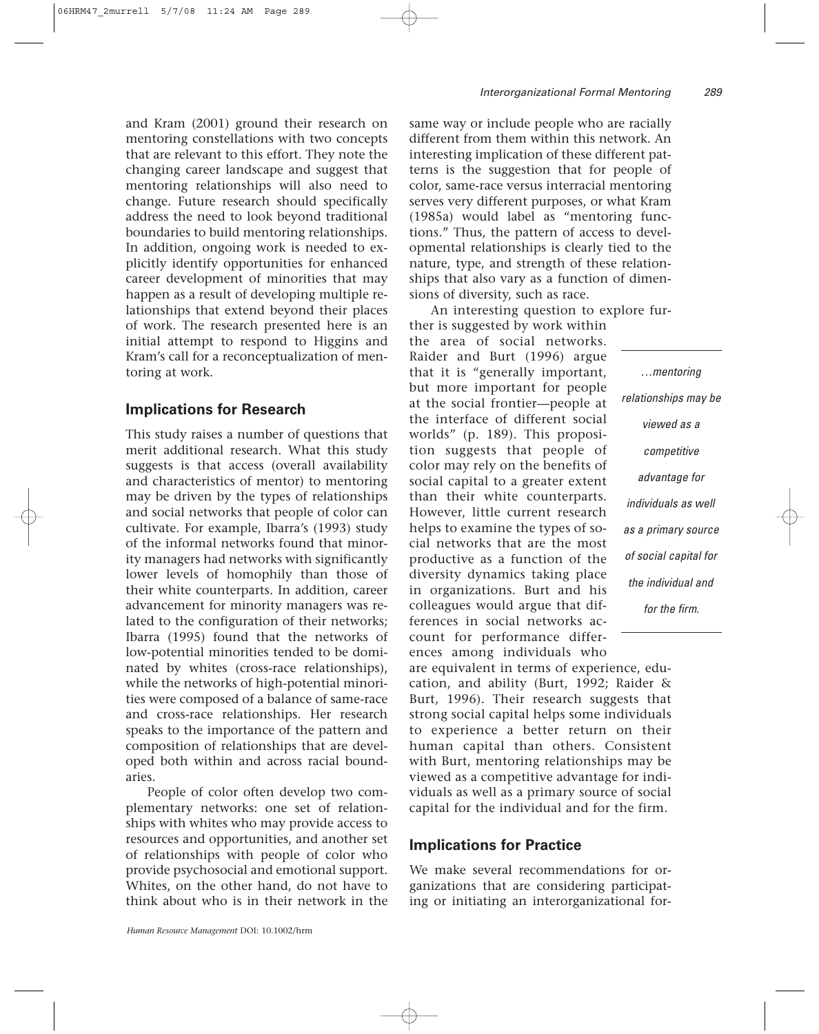and Kram (2001) ground their research on mentoring constellations with two concepts that are relevant to this effort. They note the changing career landscape and suggest that mentoring relationships will also need to change. Future research should specifically address the need to look beyond traditional boundaries to build mentoring relationships. In addition, ongoing work is needed to explicitly identify opportunities for enhanced career development of minorities that may happen as a result of developing multiple relationships that extend beyond their places of work. The research presented here is an initial attempt to respond to Higgins and Kram's call for a reconceptualization of mentoring at work.

## Implications for Research

This study raises a number of questions that merit additional research. What this study suggests is that access (overall availability and characteristics of mentor) to mentoring may be driven by the types of relationships and social networks that people of color can cultivate. For example, Ibarra's (1993) study of the informal networks found that minority managers had networks with significantly lower levels of homophily than those of their white counterparts. In addition, career advancement for minority managers was related to the configuration of their networks; Ibarra (1995) found that the networks of low-potential minorities tended to be dominated by whites (cross-race relationships), while the networks of high-potential minorities were composed of a balance of same-race and cross-race relationships. Her research speaks to the importance of the pattern and composition of relationships that are developed both within and across racial boundaries.

People of color often develop two complementary networks: one set of relationships with whites who may provide access to resources and opportunities, and another set of relationships with people of color who provide psychosocial and emotional support. Whites, on the other hand, do not have to think about who is in their network in the same way or include people who are racially different from them within this network. An interesting implication of these different patterns is the suggestion that for people of color, same-race versus interracial mentoring serves very different purposes, or what Kram (1985a) would label as "mentoring functions." Thus, the pattern of access to developmental relationships is clearly tied to the nature, type, and strength of these relationships that also vary as a function of dimensions of diversity, such as race.

An interesting question to explore further is suggested by work within the area of social networks. Raider and Burt (1996) argue that it is "generally important, but more important for people at the social frontier—people at the interface of different social worlds" (p. 189). This proposition suggests that people of color may rely on the benefits of social capital to a greater extent than their white counterparts. However, little current research helps to examine the types of social networks that are the most productive as a function of the diversity dynamics taking place in organizations. Burt and his colleagues would argue that differences in social networks account for performance differences among individuals who are equivalent in terms of experience, education, and ability (Burt, 1992; Raider & Burt, 1996). Their research suggests that strong social capital helps some individuals to experience a better return on their human capital than others. Consistent with Burt, mentoring relationships may be viewed as a competitive advantage for individuals as well as a primary source of social capital for the individual and for the firm.

*…mentoring relationships may be viewed as a competitive advantage for individuals as well as a primary source of social capital for the individual and for the firm.*

## Implications for Practice

We make several recommendations for organizations that are considering participating or initiating an interorganizational for-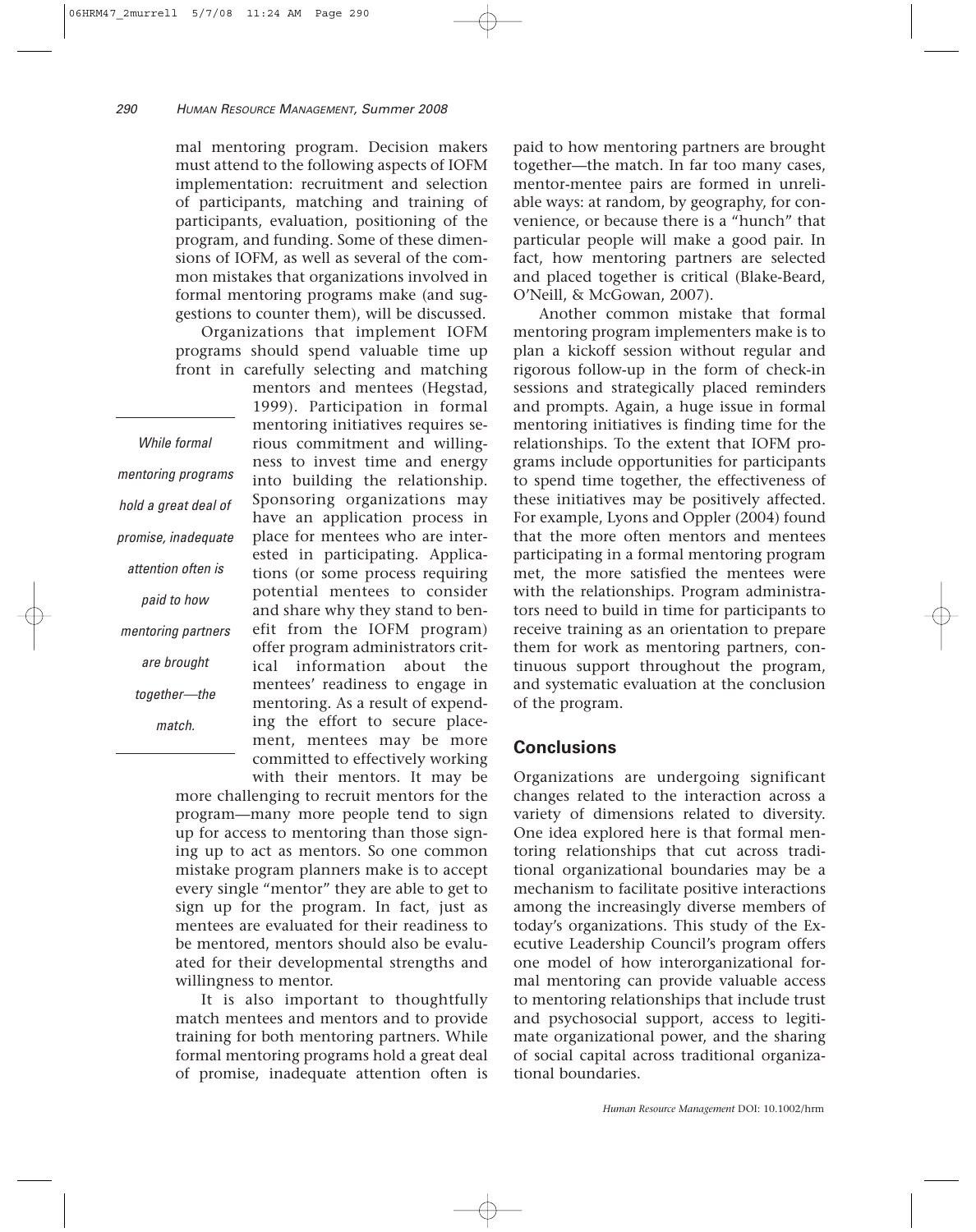mal mentoring program. Decision makers must attend to the following aspects of IOFM implementation: recruitment and selection of participants, matching and training of participants, evaluation, positioning of the program, and funding. Some of these dimensions of IOFM, as well as several of the common mistakes that organizations involved in formal mentoring programs make (and suggestions to counter them), will be discussed.

Organizations that implement IOFM programs should spend valuable time up front in carefully selecting and matching mentors and mentees (Hegstad, 1999). Participation in formal mentoring initiatives requires serious commitment and willingness to invest time and energy into building the relationship. Sponsoring organizations may have an application process in place for mentees who are interested in participating. Applications (or some process requiring potential mentees to consider and share why they stand to benefit from the IOFM program) offer program administrators critical information about the mentees' readiness to engage in mentoring. As a result of expending the effort to secure placement, mentees may be more committed to effectively working with their mentors. It may be more challenging to recruit mentors for the program—many more people tend to sign up for access to mentoring than those signing up to act as mentors. So one common mistake program planners make is to accept every single "mentor" they are able to get to sign up for the program. In fact, just as mentees are evaluated for their readiness to be mentored, mentors should also be evaluated for their developmental strengths and willingness to mentor.

*While formal mentoring programs hold a great deal of promise, inadequate attention often is paid to how mentoring partners are brought together—the match.*

It is also important to thoughtfully match mentees and mentors and to provide training for both mentoring partners. While formal mentoring programs hold a great deal of promise, inadequate attention often is paid to how mentoring partners are brought together—the match. In far too many cases, mentor-mentee pairs are formed in unreliable ways: at random, by geography, for convenience, or because there is a "hunch" that particular people will make a good pair. In fact, how mentoring partners are selected and placed together is critical (Blake-Beard, O'Neill, & McGowan, 2007).

Another common mistake that formal mentoring program implementers make is to plan a kickoff session without regular and rigorous follow-up in the form of check-in sessions and strategically placed reminders and prompts. Again, a huge issue in formal mentoring initiatives is finding time for the relationships. To the extent that IOFM programs include opportunities for participants to spend time together, the effectiveness of these initiatives may be positively affected. For example, Lyons and Oppler (2004) found that the more often mentors and mentees participating in a formal mentoring program met, the more satisfied the mentees were with the relationships. Program administrators need to build in time for participants to receive training as an orientation to prepare them for work as mentoring partners, continuous support throughout the program, and systematic evaluation at the conclusion of the program.

## Conclusions

Organizations are undergoing significant changes related to the interaction across a variety of dimensions related to diversity. One idea explored here is that formal mentoring relationships that cut across traditional organizational boundaries may be a mechanism to facilitate positive interactions among the increasingly diverse members of today's organizations. This study of the Executive Leadership Council's program offers one model of how interorganizational formal mentoring can provide valuable access to mentoring relationships that include trust and psychosocial support, access to legitimate organizational power, and the sharing of social capital across traditional organizational boundaries.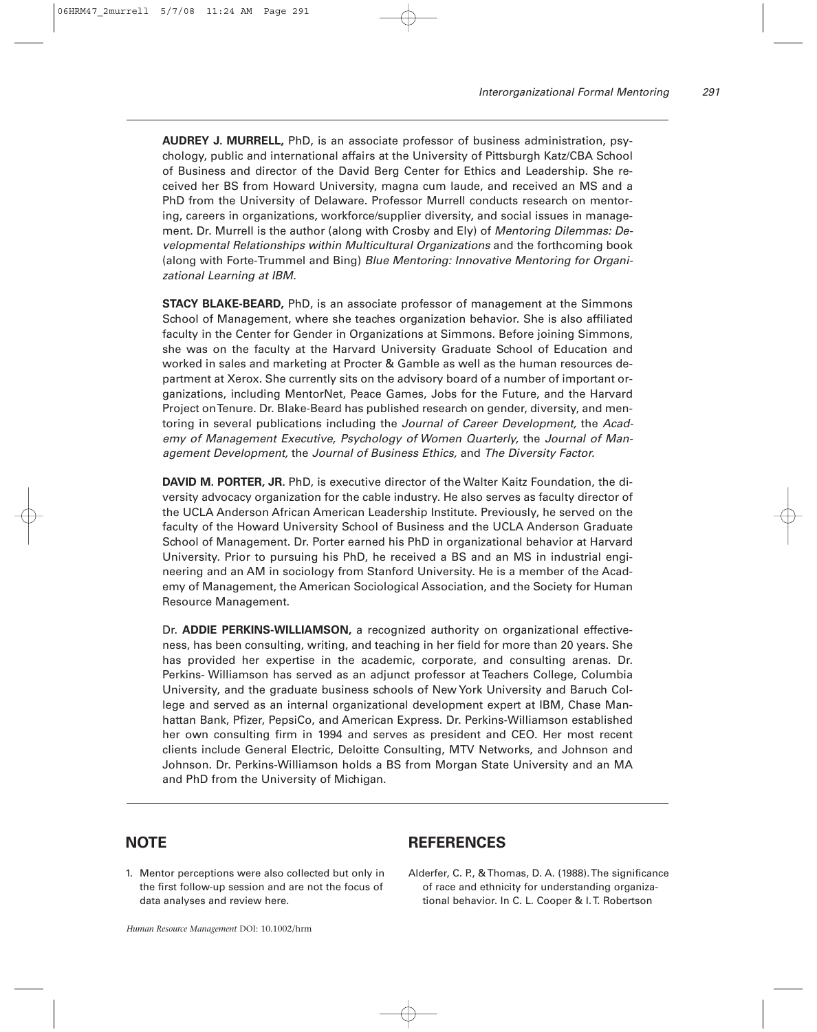**AUDREY J. MURRELL,** PhD, is an associate professor of business administration, psychology, public and international affairs at the University of Pittsburgh Katz/CBA School of Business and director of the David Berg Center for Ethics and Leadership. She received her BS from Howard University, magna cum laude, and received an MS and a PhD from the University of Delaware. Professor Murrell conducts research on mentoring, careers in organizations, workforce/supplier diversity, and social issues in management. Dr. Murrell is the author (along with Crosby and Ely) of *Mentoring Dilemmas: Developmental Relationships within Multicultural Organizations* and the forthcoming book (along with Forte-Trummel and Bing) *Blue Mentoring: Innovative Mentoring for Organizational Learning at IBM.*

**STACY BLAKE-BEARD,** PhD, is an associate professor of management at the Simmons School of Management, where she teaches organization behavior. She is also affiliated faculty in the Center for Gender in Organizations at Simmons. Before joining Simmons, she was on the faculty at the Harvard University Graduate School of Education and worked in sales and marketing at Procter & Gamble as well as the human resources department at Xerox. She currently sits on the advisory board of a number of important organizations, including MentorNet, Peace Games, Jobs for the Future, and the Harvard Project on Tenure. Dr. Blake-Beard has published research on gender, diversity, and mentoring in several publications including the *Journal of Career Development,* the *Academy of Management Executive, Psychology of Women Quarterly,* the *Journal of Management Development,* the *Journal of Business Ethics,* and *The Diversity Factor.*

**DAVID M. PORTER, JR.** PhD, is executive director of the Walter Kaitz Foundation, the diversity advocacy organization for the cable industry. He also serves as faculty director of the UCLA Anderson African American Leadership Institute. Previously, he served on the faculty of the Howard University School of Business and the UCLA Anderson Graduate School of Management. Dr. Porter earned his PhD in organizational behavior at Harvard University. Prior to pursuing his PhD, he received a BS and an MS in industrial engineering and an AM in sociology from Stanford University. He is a member of the Academy of Management, the American Sociological Association, and the Society for Human Resource Management.

Dr. **ADDIE PERKINS-WILLIAMSON,** a recognized authority on organizational effectiveness, has been consulting, writing, and teaching in her field for more than 20 years. She has provided her expertise in the academic, corporate, and consulting arenas. Dr. Perkins- Williamson has served as an adjunct professor at Teachers College, Columbia University, and the graduate business schools of New York University and Baruch College and served as an internal organizational development expert at IBM, Chase Manhattan Bank, Pfizer, PepsiCo, and American Express. Dr. Perkins-Williamson established her own consulting firm in 1994 and serves as president and CEO. Her most recent clients include General Electric, Deloitte Consulting, MTV Networks, and Johnson and Johnson. Dr. Perkins-Williamson holds a BS from Morgan State University and an MA and PhD from the University of Michigan.

## NOTE

1. Mentor perceptions were also collected but only in the first follow-up session and are not the focus of data analyses and review here.

## REFERENCES

Alderfer, C. P., & Thomas, D. A. (1988). The significance of race and ethnicity for understanding organizational behavior. In C. L. Cooper & I. T. Robertson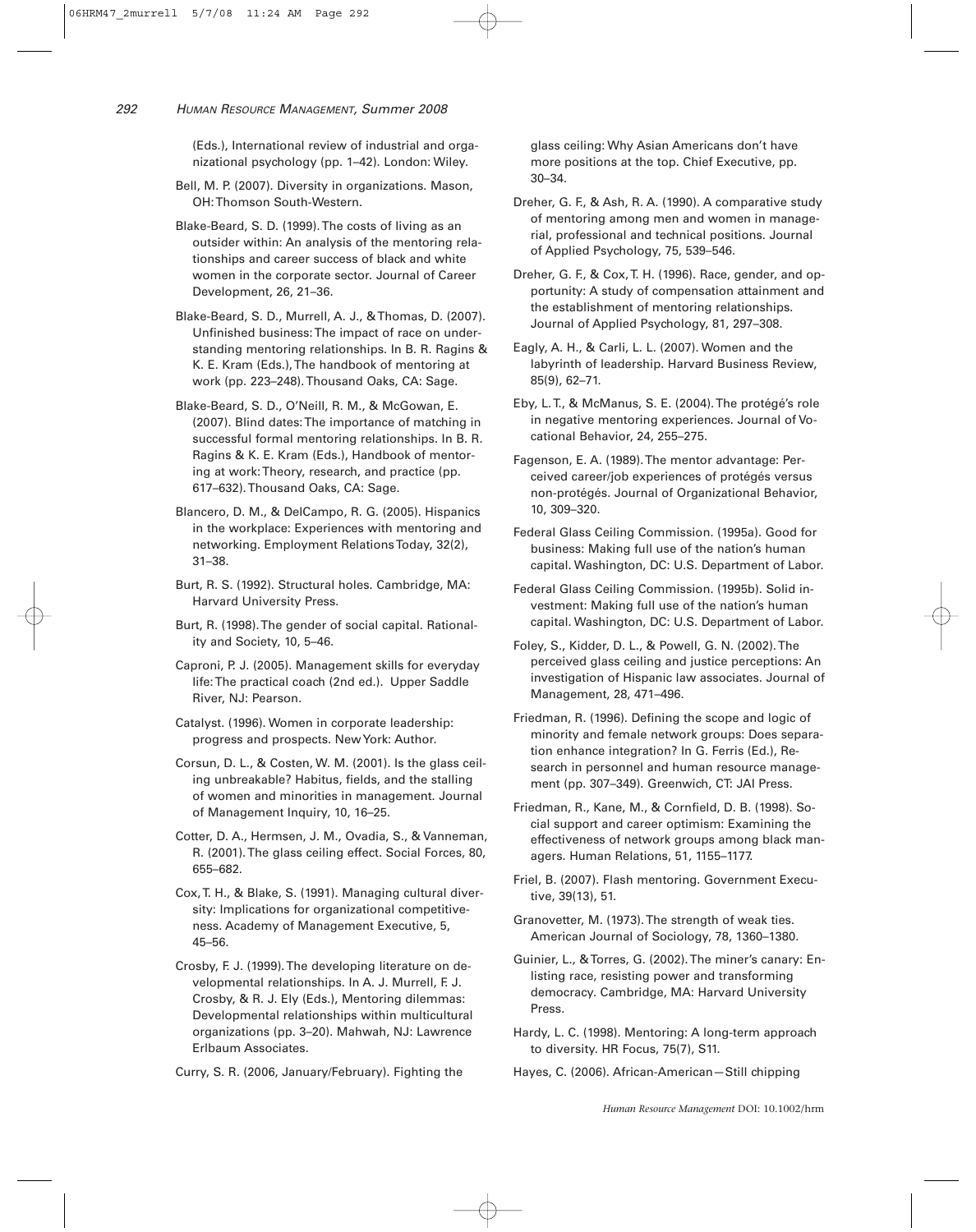(Eds.), International review of industrial and organizational psychology (pp. 1–42). London: Wiley.

Bell, M. P. (2007). Diversity in organizations. Mason, OH: Thomson South-Western.

Blake-Beard, S. D. (1999). The costs of living as an outsider within: An analysis of the mentoring relationships and career success of black and white women in the corporate sector. Journal of Career Development, 26, 21–36.

Blake-Beard, S. D., Murrell, A. J., & Thomas, D. (2007). Unfinished business: The impact of race on understanding mentoring relationships. In B. R. Ragins & K. E. Kram (Eds.), The handbook of mentoring at work (pp. 223–248). Thousand Oaks, CA: Sage.

Blake-Beard, S. D., O'Neill, R. M., & McGowan, E. (2007). Blind dates: The importance of matching in successful formal mentoring relationships. In B. R. Ragins & K. E. Kram (Eds.), Handbook of mentoring at work: Theory, research, and practice (pp. 617–632). Thousand Oaks, CA: Sage.

Blancero, D. M., & DelCampo, R. G. (2005). Hispanics in the workplace: Experiences with mentoring and networking. Employment Relations Today, 32(2), 31–38.

Burt, R. S. (1992). Structural holes. Cambridge, MA: Harvard University Press.

Burt, R. (1998). The gender of social capital. Rationality and Society, 10, 5–46.

Caproni, P. J. (2005). Management skills for everyday life: The practical coach (2nd ed.). Upper Saddle River, NJ: Pearson.

Catalyst. (1996). Women in corporate leadership: progress and prospects. New York: Author.

Corsun, D. L., & Costen, W. M. (2001). Is the glass ceiling unbreakable? Habitus, fields, and the stalling of women and minorities in management. Journal of Management Inquiry, 10, 16–25.

Cotter, D. A., Hermsen, J. M., Ovadia, S., & Vanneman, R. (2001). The glass ceiling effect. Social Forces, 80, 655–682.

Cox, T. H., & Blake, S. (1991). Managing cultural diversity: Implications for organizational competitiveness. Academy of Management Executive, 5, 45–56.

Crosby, F. J. (1999). The developing literature on developmental relationships. In A. J. Murrell, F. J. Crosby, & R. J. Ely (Eds.), Mentoring dilemmas: Developmental relationships within multicultural organizations (pp. 3–20). Mahwah, NJ: Lawrence Erlbaum Associates.

Curry, S. R. (2006, January/February). Fighting the glass ceiling: Why Asian Americans don't have more positions at the top. Chief Executive, pp. 30–34.

Dreher, G. F., & Ash, R. A. (1990). A comparative study of mentoring among men and women in managerial, professional and technical positions. Journal of Applied Psychology, 75, 539–546.

Dreher, G. F., & Cox, T. H. (1996). Race, gender, and opportunity: A study of compensation attainment and the establishment of mentoring relationships. Journal of Applied Psychology, 81, 297–308.

Eagly, A. H., & Carli, L. L. (2007). Women and the labyrinth of leadership. Harvard Business Review, 85(9), 62–71.

Eby, L. T., & McManus, S. E. (2004). The protégé's role in negative mentoring experiences. Journal of Vocational Behavior, 24, 255–275.

Fagenson, E. A. (1989). The mentor advantage: Perceived career/job experiences of protégés versus non-protégés. Journal of Organizational Behavior, 10, 309–320.

Federal Glass Ceiling Commission. (1995a). Good for business: Making full use of the nation's human capital. Washington, DC: U.S. Department of Labor.

Federal Glass Ceiling Commission. (1995b). Solid investment: Making full use of the nation's human capital. Washington, DC: U.S. Department of Labor.

Foley, S., Kidder, D. L., & Powell, G. N. (2002). The perceived glass ceiling and justice perceptions: An investigation of Hispanic law associates. Journal of Management, 28, 471–496.

Friedman, R. (1996). Defining the scope and logic of minority and female network groups: Does separation enhance integration? In G. Ferris (Ed.), Research in personnel and human resource management (pp. 307–349). Greenwich, CT: JAI Press.

Friedman, R., Kane, M., & Cornfield, D. B. (1998). Social support and career optimism: Examining the effectiveness of network groups among black managers. Human Relations, 51, 1155–1177.

Friel, B. (2007). Flash mentoring. Government Executive, 39(13), 51.

Granovetter, M. (1973). The strength of weak ties. American Journal of Sociology, 78, 1360–1380.

Guinier, L., & Torres, G. (2002). The miner's canary: Enlisting race, resisting power and transforming democracy. Cambridge, MA: Harvard University Press.

Hardy, L. C. (1998). Mentoring: A long-term approach to diversity. HR Focus, 75(7), S11.

Hayes, C. (2006). African-American—Still chipping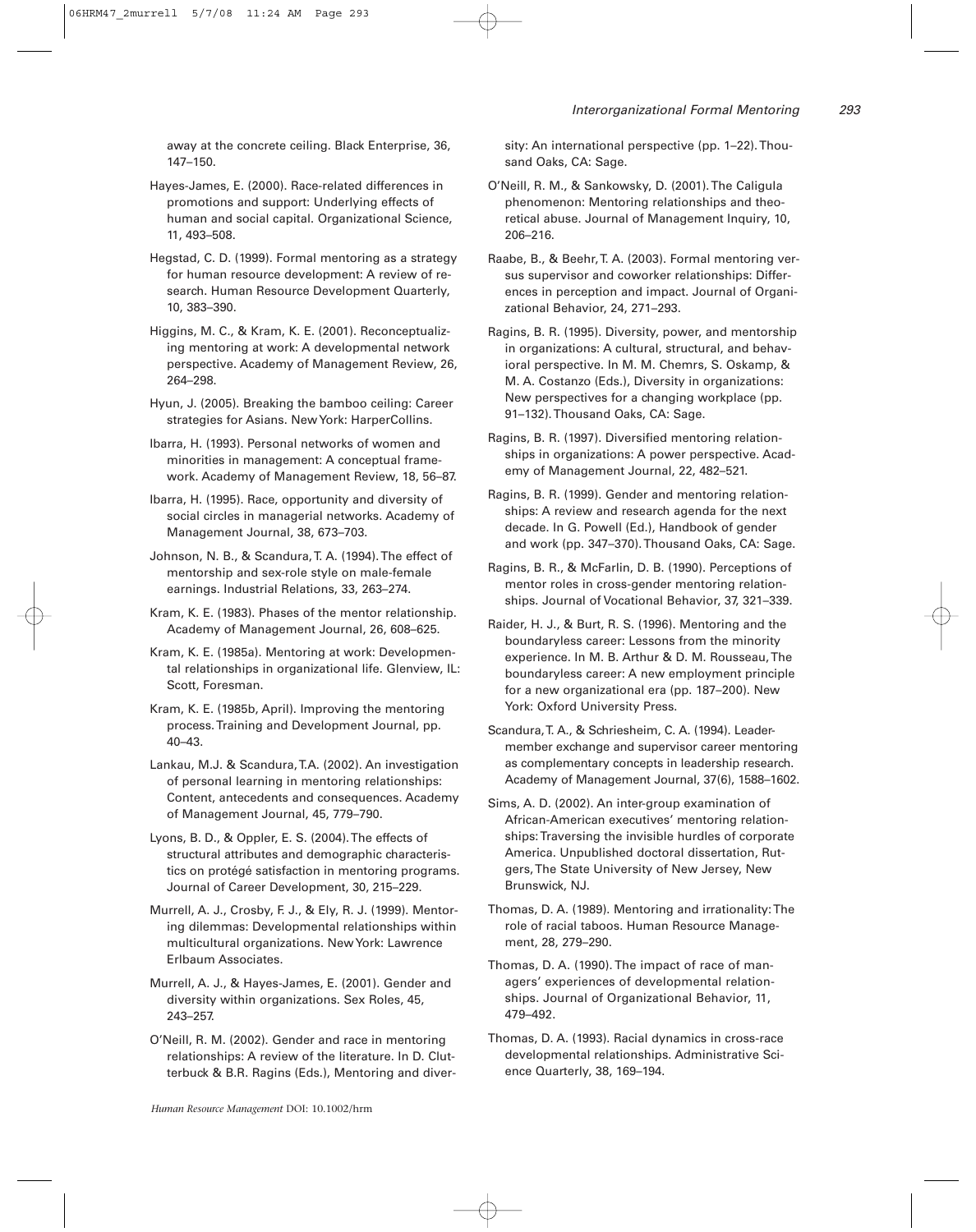away at the concrete ceiling. Black Enterprise, 36, 147–150.

Hayes-James, E. (2000). Race-related differences in promotions and support: Underlying effects of human and social capital. Organizational Science, 11, 493–508.

Hegstad, C. D. (1999). Formal mentoring as a strategy for human resource development: A review of research. Human Resource Development Quarterly, 10, 383–390.

Higgins, M. C., & Kram, K. E. (2001). Reconceptualizing mentoring at work: A developmental network perspective. Academy of Management Review, 26, 264–298.

Hyun, J. (2005). Breaking the bamboo ceiling: Career strategies for Asians. New York: HarperCollins.

Ibarra, H. (1993). Personal networks of women and minorities in management: A conceptual framework. Academy of Management Review, 18, 56–87.

Ibarra, H. (1995). Race, opportunity and diversity of social circles in managerial networks. Academy of Management Journal, 38, 673–703.

Johnson, N. B., & Scandura, T. A. (1994). The effect of mentorship and sex-role style on male-female earnings. Industrial Relations, 33, 263–274.

Kram, K. E. (1983). Phases of the mentor relationship. Academy of Management Journal, 26, 608–625.

Kram, K. E. (1985a). Mentoring at work: Developmental relationships in organizational life. Glenview, IL: Scott, Foresman.

Kram, K. E. (1985b, April). Improving the mentoring process. Training and Development Journal, pp. 40–43.

Lankau, M.J. & Scandura, T.A. (2002). An investigation of personal learning in mentoring relationships: Content, antecedents and consequences. Academy of Management Journal, 45, 779–790.

Lyons, B. D., & Oppler, E. S. (2004). The effects of structural attributes and demographic characteristics on protégé satisfaction in mentoring programs. Journal of Career Development, 30, 215–229.

Murrell, A. J., Crosby, F. J., & Ely, R. J. (1999). Mentoring dilemmas: Developmental relationships within multicultural organizations. New York: Lawrence Erlbaum Associates.

Murrell, A. J., & Hayes-James, E. (2001). Gender and diversity within organizations. Sex Roles, 45, 243–257.

O'Neill, R. M. (2002). Gender and race in mentoring relationships: A review of the literature. In D. Clutterbuck & B.R. Ragins (Eds.), Mentoring and diversity: An international perspective (pp. 1–22). Thousand Oaks, CA: Sage.

O'Neill, R. M., & Sankowsky, D. (2001). The Caligula phenomenon: Mentoring relationships and theoretical abuse. Journal of Management Inquiry, 10, 206–216.

Raabe, B., & Beehr, T. A. (2003). Formal mentoring versus supervisor and coworker relationships: Differences in perception and impact. Journal of Organizational Behavior, 24, 271–293.

Ragins, B. R. (1995). Diversity, power, and mentorship in organizations: A cultural, structural, and behavioral perspective. In M. M. Chemrs, S. Oskamp, & M. A. Costanzo (Eds.), Diversity in organizations: New perspectives for a changing workplace (pp. 91–132). Thousand Oaks, CA: Sage.

Ragins, B. R. (1997). Diversified mentoring relationships in organizations: A power perspective. Academy of Management Journal, 22, 482–521.

Ragins, B. R. (1999). Gender and mentoring relationships: A review and research agenda for the next decade. In G. Powell (Ed.), Handbook of gender and work (pp. 347–370). Thousand Oaks, CA: Sage.

Ragins, B. R., & McFarlin, D. B. (1990). Perceptions of mentor roles in cross-gender mentoring relationships. Journal of Vocational Behavior, 37, 321–339.

Raider, H. J., & Burt, R. S. (1996). Mentoring and the boundaryless career: Lessons from the minority experience. In M. B. Arthur & D. M. Rousseau, The boundaryless career: A new employment principle for a new organizational era (pp. 187–200). New York: Oxford University Press.

Scandura, T. A., & Schriesheim, C. A. (1994). Leader-member exchange and supervisor career mentoring as complementary concepts in leadership research. Academy of Management Journal, 37(6), 1588–1602.

Sims, A. D. (2002). An inter-group examination of African-American executives' mentoring relationships: Traversing the invisible hurdles of corporate America. Unpublished doctoral dissertation, Rutgers, The State University of New Jersey, New Brunswick, NJ.

Thomas, D. A. (1989). Mentoring and irrationality: The role of racial taboos. Human Resource Management, 28, 279–290.

Thomas, D. A. (1990). The impact of race of managers' experiences of developmental relationships. Journal of Organizational Behavior, 11, 479–492.

Thomas, D. A. (1993). Racial dynamics in cross-race developmental relationships. Administrative Science Quarterly, 38, 169–194.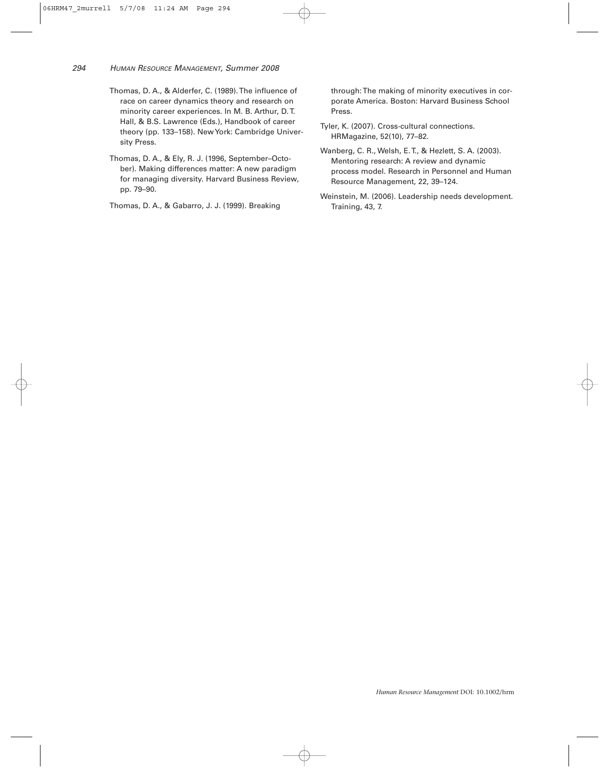Thomas, D. A., & Alderfer, C. (1989). The influence of race on career dynamics theory and research on minority career experiences. In M. B. Arthur, D. T. Hall, & B.S. Lawrence (Eds.), Handbook of career theory (pp. 133–158). New York: Cambridge University Press.

Thomas, D. A., & Ely, R. J. (1996, September–October). Making differences matter: A new paradigm for managing diversity. Harvard Business Review, pp. 79–90.

Thomas, D. A., & Gabarro, J. J. (1999). Breaking through: The making of minority executives in corporate America. Boston: Harvard Business School Press.

Tyler, K. (2007). Cross-cultural connections. HRMagazine, 52(10), 77–82.

Wanberg, C. R., Welsh, E. T., & Hezlett, S. A. (2003). Mentoring research: A review and dynamic process model. Research in Personnel and Human Resource Management, 22, 39–124.

Weinstein, M. (2006). Leadership needs development. Training, 43, 7.